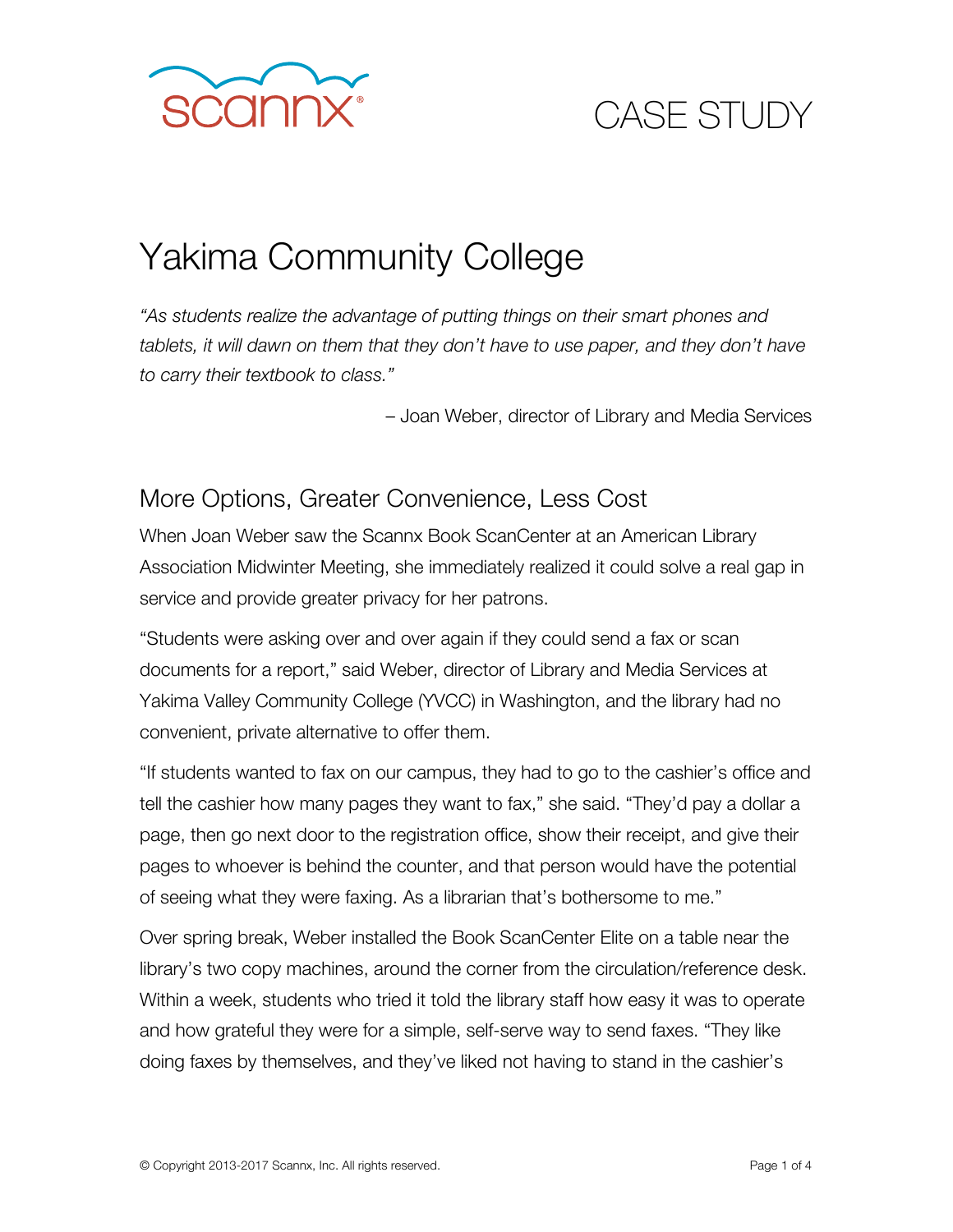scannx

CASE STUDY

# Yakima Community College

*"As students realize the advantage of putting things on their smart phones and tablets, it will dawn on them that they don't have to use paper, and they don't have to carry their textbook to class."*

– Joan Weber, director of Library and Media Services

## More Options, Greater Convenience, Less Cost

When Joan Weber saw the Scannx Book ScanCenter at an American Library Association Midwinter Meeting, she immediately realized it could solve a real gap in service and provide greater privacy for her patrons.

"Students were asking over and over again if they could send a fax or scan documents for a report," said Weber, director of Library and Media Services at Yakima Valley Community College (YVCC) in Washington, and the library had no convenient, private alternative to offer them.

"If students wanted to fax on our campus, they had to go to the cashier's office and tell the cashier how many pages they want to fax," she said. "They'd pay a dollar a page, then go next door to the registration office, show their receipt, and give their pages to whoever is behind the counter, and that person would have the potential of seeing what they were faxing. As a librarian that's bothersome to me."

Over spring break, Weber installed the Book ScanCenter Elite on a table near the library's two copy machines, around the corner from the circulation/reference desk. Within a week, students who tried it told the library staff how easy it was to operate and how grateful they were for a simple, self-serve way to send faxes. "They like doing faxes by themselves, and they've liked not having to stand in the cashier's

© Copyright 2013-2017 Scannx, Inc. All rights reserved.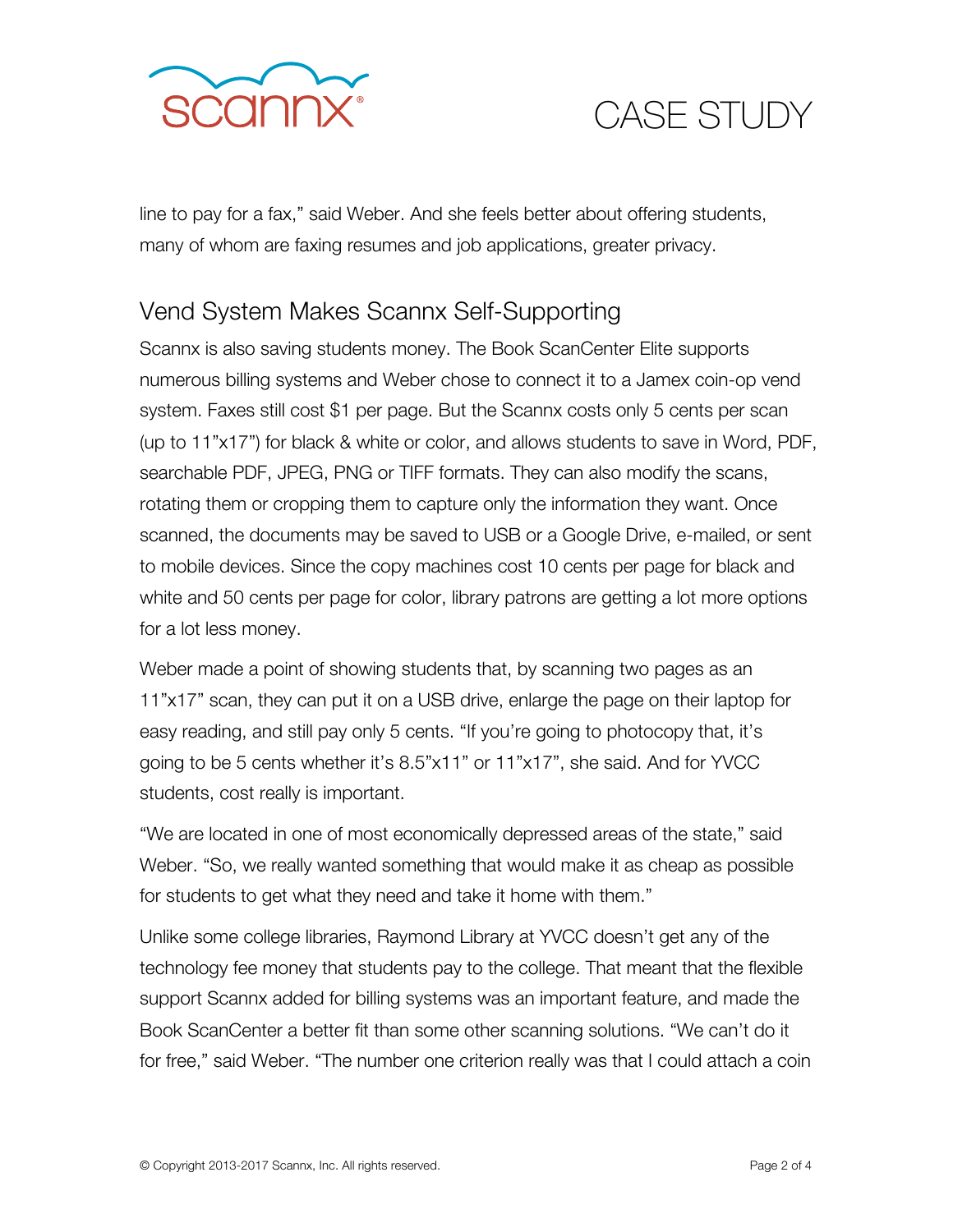line to pay for a fax," said Weber. And she feels better about offering students, many of whom are faxing resumes and job applications, greater privacy.

## Vend System Makes Scannx Self-Supporting

Scannx is also saving students money. The Book ScanCenter Elite supports numerous billing systems and Weber chose to connect it to a Jamex coin-op vend system. Faxes still cost $1 per page. But the Scannx costs only 5 cents per scan (up to 11"x17") for black & white or color, and allows students to save in Word, PDF, searchable PDF, JPEG, PNG or TIFF formats. They can also modify the scans, rotating them or cropping them to capture only the information they want. Once scanned, the documents may be saved to USB or a Google Drive, e-mailed, or sent to mobile devices. Since the copy machines cost 10 cents per page for black and white and 50 cents per page for color, library patrons are getting a lot more options for a lot less money.

Weber made a point of showing students that, by scanning two pages as an 11"x17" scan, they can put it on a USB drive, enlarge the page on their laptop for easy reading, and still pay only 5 cents. "If you're going to photocopy that, it's going to be 5 cents whether it's 8.5"x11" or 11"x17", she said. And for YVCC students, cost really is important.

"We are located in one of most economically depressed areas of the state," said Weber. "So, we really wanted something that would make it as cheap as possible for students to get what they need and take it home with them."

Unlike some college libraries, Raymond Library at YVCC doesn't get any of the technology fee money that students pay to the college. That meant that the flexible support Scannx added for billing systems was an important feature, and made the Book ScanCenter a better fit than some other scanning solutions. "We can't do it for free," said Weber. "The number one criterion really was that I could attach a coin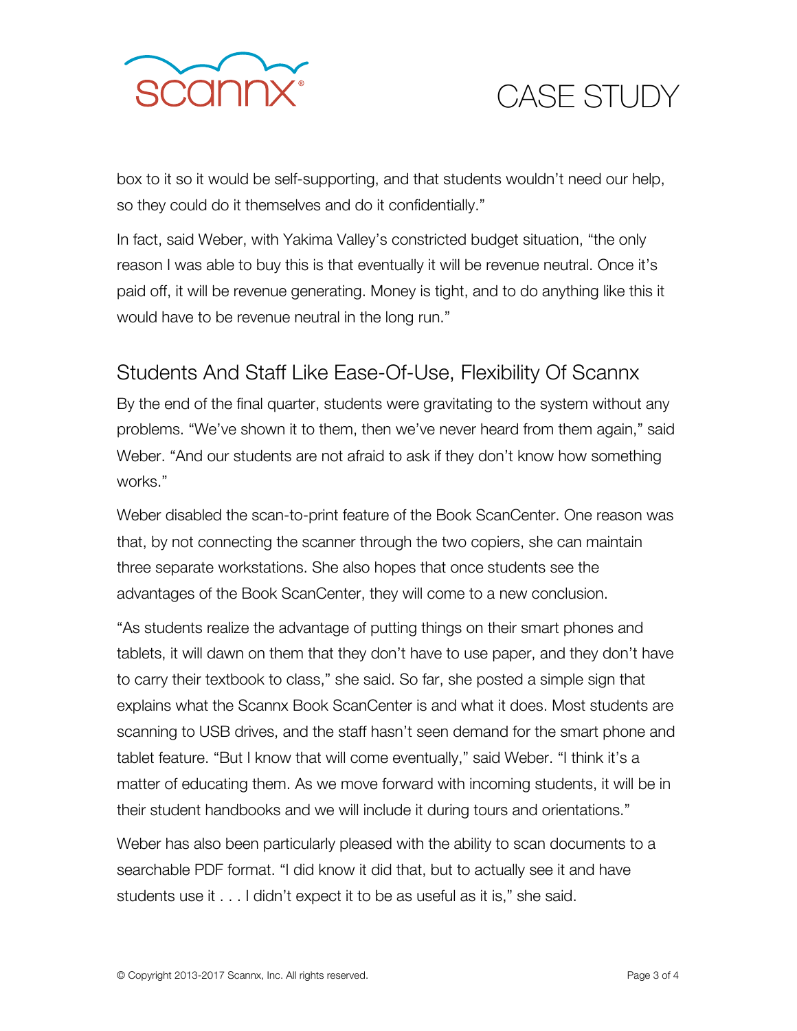box to it so it would be self-supporting, and that students wouldn't need our help, so they could do it themselves and do it confidentially."

In fact, said Weber, with Yakima Valley's constricted budget situation, "the only reason I was able to buy this is that eventually it will be revenue neutral. Once it's paid off, it will be revenue generating. Money is tight, and to do anything like this it would have to be revenue neutral in the long run."

## Students And Staff Like Ease-Of-Use, Flexibility Of Scannx

By the end of the final quarter, students were gravitating to the system without any problems. "We've shown it to them, then we've never heard from them again," said Weber. "And our students are not afraid to ask if they don't know how something works."

Weber disabled the scan-to-print feature of the Book ScanCenter. One reason was that, by not connecting the scanner through the two copiers, she can maintain three separate workstations. She also hopes that once students see the advantages of the Book ScanCenter, they will come to a new conclusion.

"As students realize the advantage of putting things on their smart phones and tablets, it will dawn on them that they don't have to use paper, and they don't have to carry their textbook to class," she said. So far, she posted a simple sign that explains what the Scannx Book ScanCenter is and what it does. Most students are scanning to USB drives, and the staff hasn't seen demand for the smart phone and tablet feature. "But I know that will come eventually," said Weber. "I think it's a matter of educating them. As we move forward with incoming students, it will be in their student handbooks and we will include it during tours and orientations."

Weber has also been particularly pleased with the ability to scan documents to a searchable PDF format. "I did know it did that, but to actually see it and have students use it . . . I didn't expect it to be as useful as it is," she said.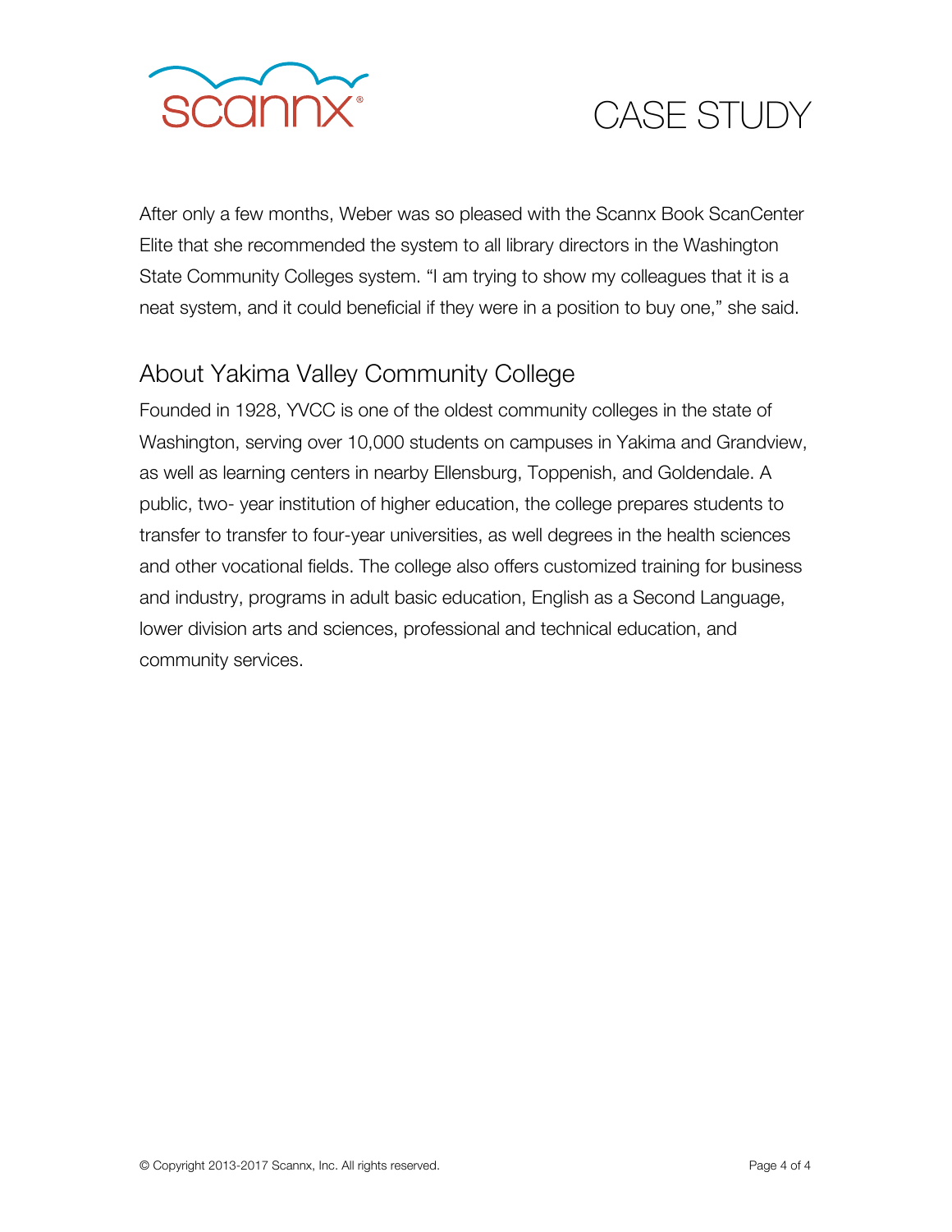After only a few months, Weber was so pleased with the Scannx Book ScanCenter Elite that she recommended the system to all library directors in the Washington State Community Colleges system. “I am trying to show my colleagues that it is a neat system, and it could beneficial if they were in a position to buy one,” she said.

## About Yakima Valley Community College

Founded in 1928, YVCC is one of the oldest community colleges in the state of Washington, serving over 10,000 students on campuses in Yakima and Grandview, as well as learning centers in nearby Ellensburg, Toppenish, and Goldendale. A public, two- year institution of higher education, the college prepares students to transfer to transfer to four-year universities, as well degrees in the health sciences and other vocational fields. The college also offers customized training for business and industry, programs in adult basic education, English as a Second Language, lower division arts and sciences, professional and technical education, and community services.